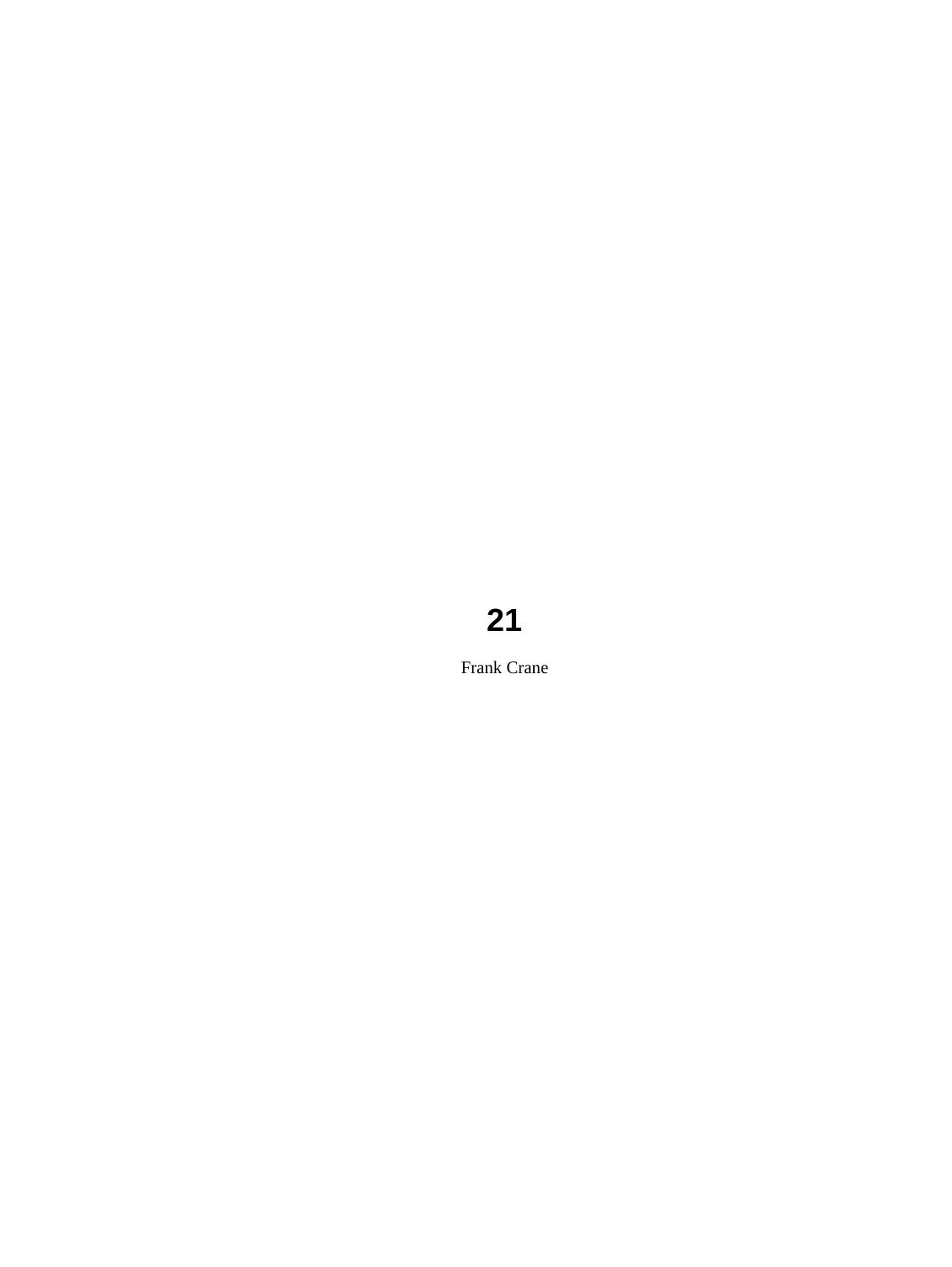# 21

Frank Crane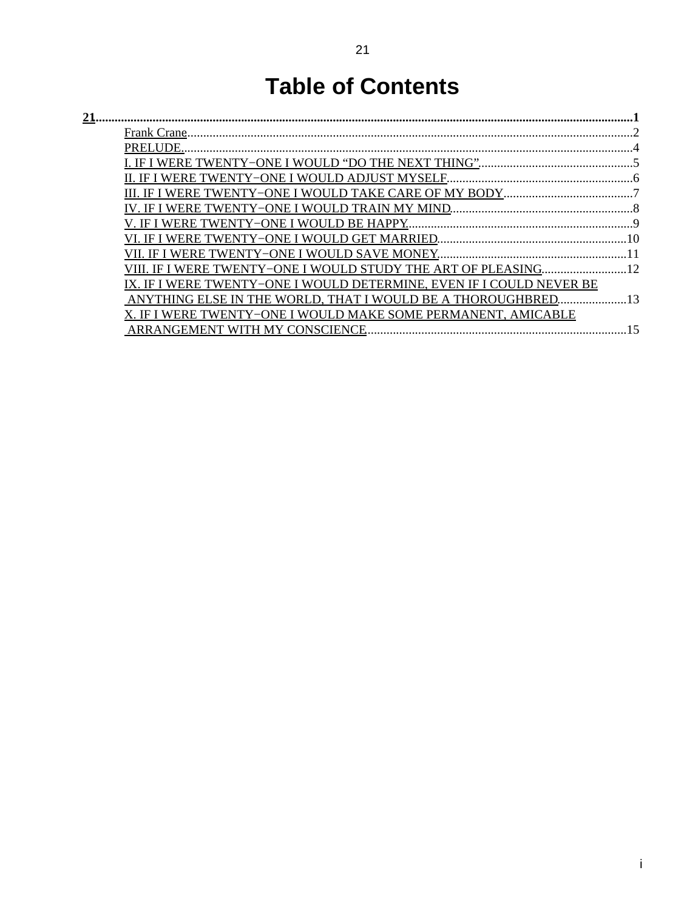# Table of Contents

**21**.....1

- Frank Crane.....2
- PRELUDE.....4
- I. IF I WERE TWENTY−ONE I WOULD “DO THE NEXT THING”.....5
- II. IF I WERE TWENTY−ONE I WOULD ADJUST MYSELF.....6
- III. IF I WERE TWENTY−ONE I WOULD TAKE CARE OF MY BODY.....7
- IV. IF I WERE TWENTY−ONE I WOULD TRAIN MY MIND.....8
- V. IF I WERE TWENTY−ONE I WOULD BE HAPPY.....9
- VI. IF I WERE TWENTY−ONE I WOULD GET MARRIED.....10
- VII. IF I WERE TWENTY−ONE I WOULD SAVE MONEY.....11
- VIII. IF I WERE TWENTY−ONE I WOULD STUDY THE ART OF PLEASING.....12
- IX. IF I WERE TWENTY−ONE I WOULD DETERMINE, EVEN IF I COULD NEVER BE ANYTHING ELSE IN THE WORLD, THAT I WOULD BE A THOROUGHBRED.....13
- X. IF I WERE TWENTY−ONE I WOULD MAKE SOME PERMANENT, AMICABLE ARRANGEMENT WITH MY CONSCIENCE.....15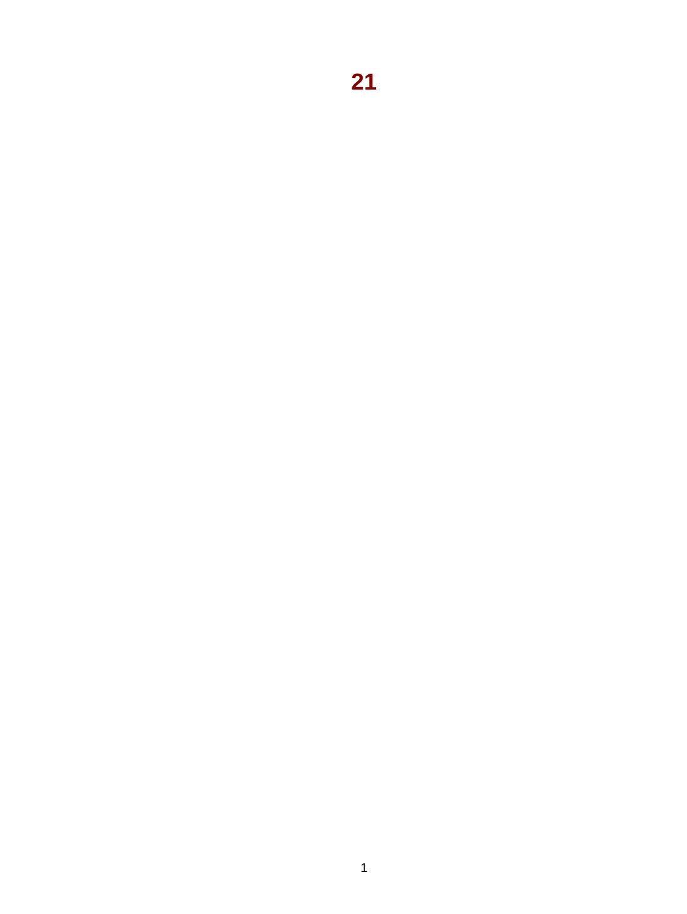# 21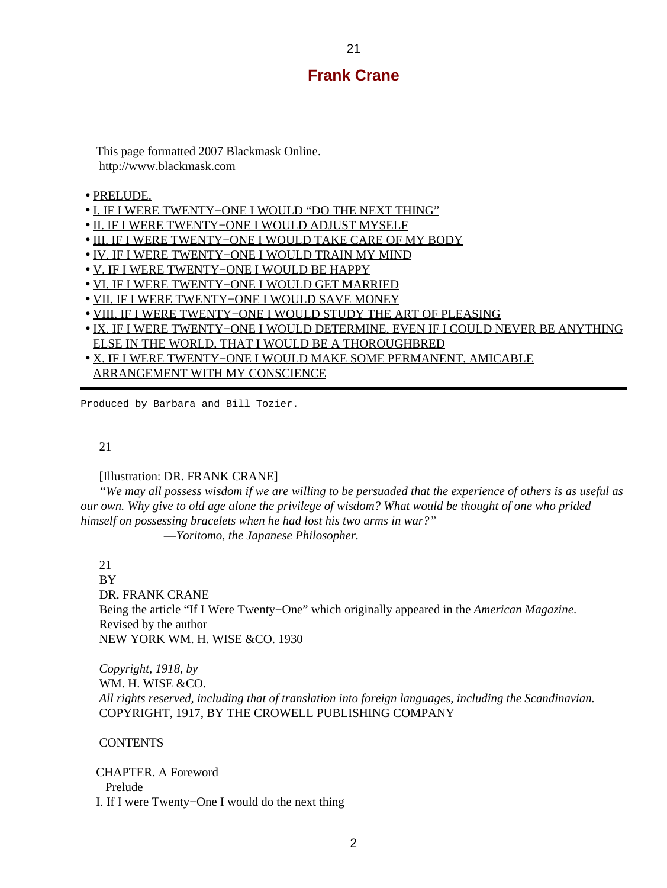# 21

## Frank Crane

This page formatted 2007 Blackmask Online.
http://www.blackmask.com

- PRELUDE.
- I. IF I WERE TWENTY−ONE I WOULD "DO THE NEXT THING"
- II. IF I WERE TWENTY−ONE I WOULD ADJUST MYSELF
- III. IF I WERE TWENTY−ONE I WOULD TAKE CARE OF MY BODY
- IV. IF I WERE TWENTY−ONE I WOULD TRAIN MY MIND
- V. IF I WERE TWENTY−ONE I WOULD BE HAPPY
- VI. IF I WERE TWENTY−ONE I WOULD GET MARRIED
- VII. IF I WERE TWENTY−ONE I WOULD SAVE MONEY
- VIII. IF I WERE TWENTY−ONE I WOULD STUDY THE ART OF PLEASING
- IX. IF I WERE TWENTY−ONE I WOULD DETERMINE, EVEN IF I COULD NEVER BE ANYTHING ELSE IN THE WORLD, THAT I WOULD BE A THOROUGHBRED
- X. IF I WERE TWENTY−ONE I WOULD MAKE SOME PERMANENT, AMICABLE ARRANGEMENT WITH MY CONSCIENCE

---

```
Produced by Barbara and Bill Tozier.
```

21

[Illustration: DR. FRANK CRANE]

*"We may all possess wisdom if we are willing to be persuaded that the experience of others is as useful as our own. Why give to old age alone the privilege of wisdom? What would be thought of one who prided himself on possessing bracelets when he had lost his two arms in war?"*

—*Yoritomo, the Japanese Philosopher.*

21
BY
DR. FRANK CRANE
Being the article "If I Were Twenty−One" which originally appeared in the *American Magazine*.
Revised by the author
NEW YORK WM. H. WISE &CO. 1930

*Copyright, 1918, by*
WM. H. WISE &CO.
*All rights reserved, including that of translation into foreign languages, including the Scandinavian.*
COPYRIGHT, 1917, BY THE CROWELL PUBLISHING COMPANY

CONTENTS

CHAPTER. A Foreword
Prelude
I. If I were Twenty−One I would do the next thing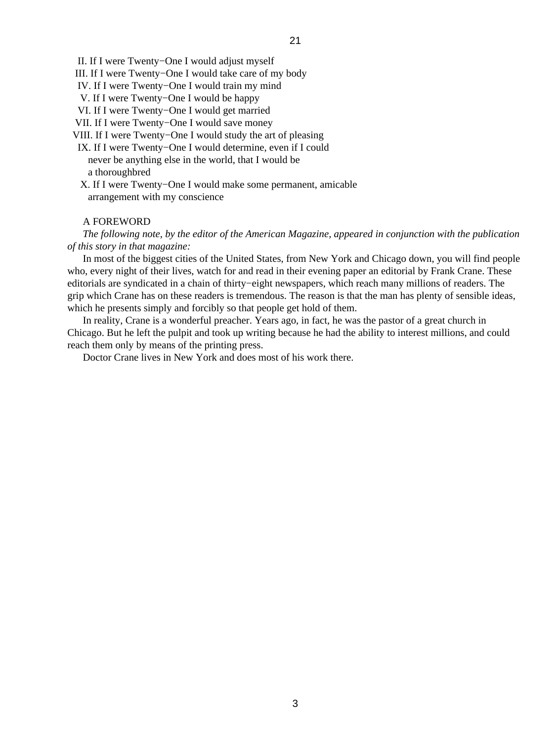II. If I were Twenty−One I would adjust myself
III. If I were Twenty−One I would take care of my body
IV. If I were Twenty−One I would train my mind
V. If I were Twenty−One I would be happy
VI. If I were Twenty−One I would get married
VII. If I were Twenty−One I would save money
VIII. If I were Twenty−One I would study the art of pleasing
IX. If I were Twenty−One I would determine, even if I could never be anything else in the world, that I would be a thoroughbred
X. If I were Twenty−One I would make some permanent, amicable arrangement with my conscience

A FOREWORD

*The following note, by the editor of the American Magazine, appeared in conjunction with the publication of this story in that magazine:*

In most of the biggest cities of the United States, from New York and Chicago down, you will find people who, every night of their lives, watch for and read in their evening paper an editorial by Frank Crane. These editorials are syndicated in a chain of thirty−eight newspapers, which reach many millions of readers. The grip which Crane has on these readers is tremendous. The reason is that the man has plenty of sensible ideas, which he presents simply and forcibly so that people get hold of them.

In reality, Crane is a wonderful preacher. Years ago, in fact, he was the pastor of a great church in Chicago. But he left the pulpit and took up writing because he had the ability to interest millions, and could reach them only by means of the printing press.

Doctor Crane lives in New York and does most of his work there.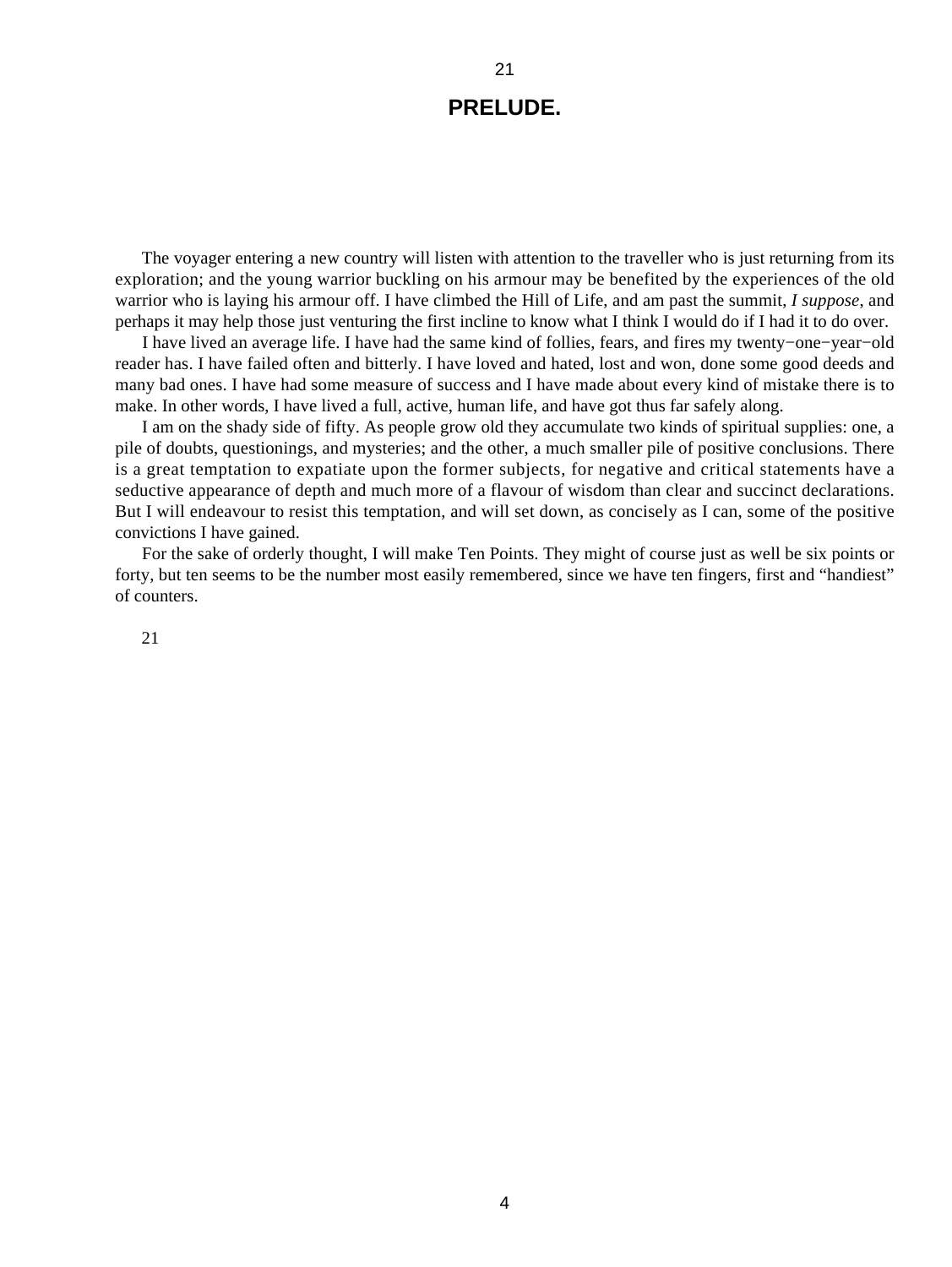# PRELUDE.

The voyager entering a new country will listen with attention to the traveller who is just returning from its exploration; and the young warrior buckling on his armour may be benefited by the experiences of the old warrior who is laying his armour off. I have climbed the Hill of Life, and am past the summit, *I suppose*, and perhaps it may help those just venturing the first incline to know what I think I would do if I had it to do over.

I have lived an average life. I have had the same kind of follies, fears, and fires my twenty−one−year−old reader has. I have failed often and bitterly. I have loved and hated, lost and won, done some good deeds and many bad ones. I have had some measure of success and I have made about every kind of mistake there is to make. In other words, I have lived a full, active, human life, and have got thus far safely along.

I am on the shady side of fifty. As people grow old they accumulate two kinds of spiritual supplies: one, a pile of doubts, questionings, and mysteries; and the other, a much smaller pile of positive conclusions. There is a great temptation to expatiate upon the former subjects, for negative and critical statements have a seductive appearance of depth and much more of a flavour of wisdom than clear and succinct declarations. But I will endeavour to resist this temptation, and will set down, as concisely as I can, some of the positive convictions I have gained.

For the sake of orderly thought, I will make Ten Points. They might of course just as well be six points or forty, but ten seems to be the number most easily remembered, since we have ten fingers, first and "handiest" of counters.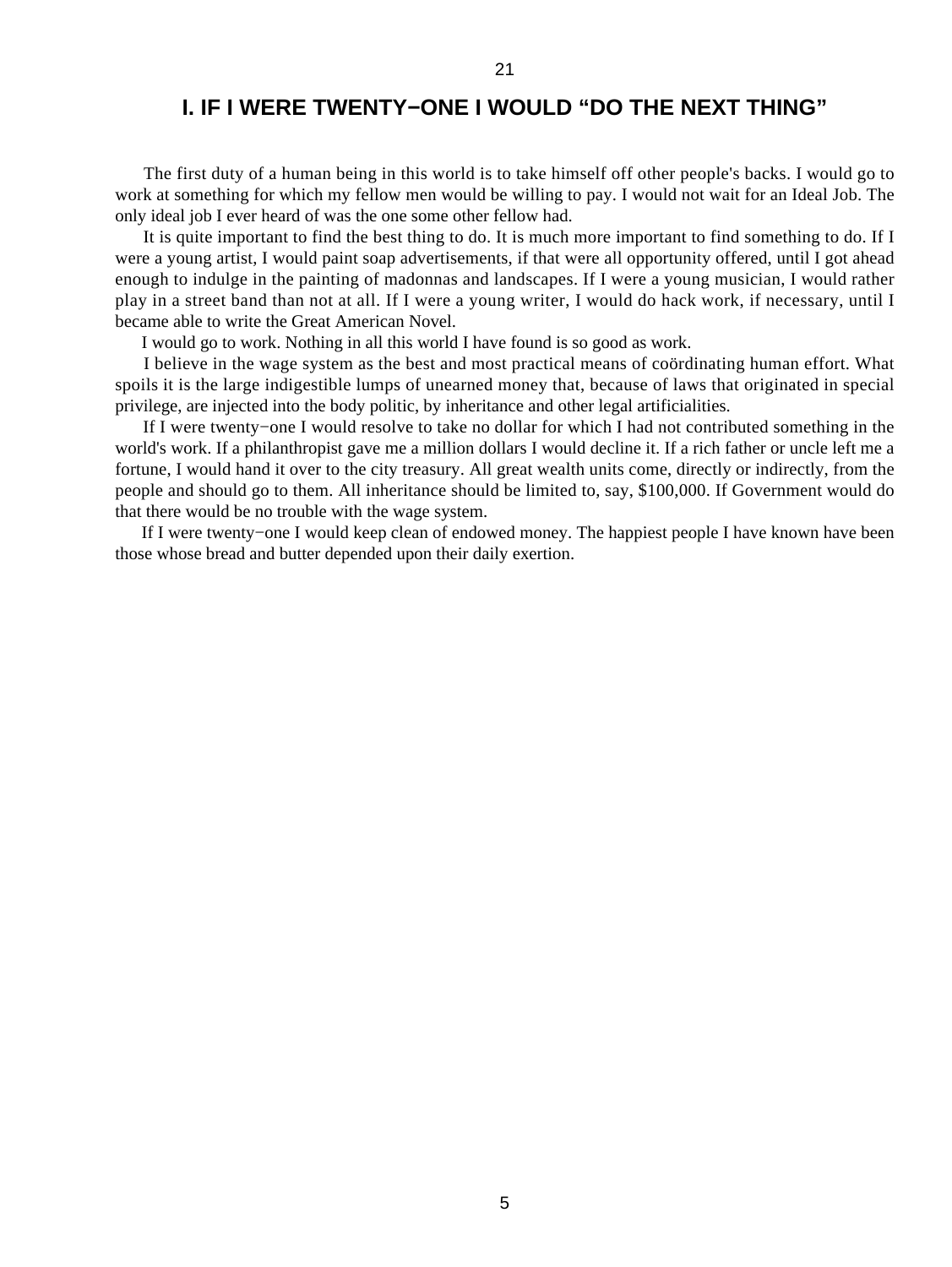# I. IF I WERE TWENTY−ONE I WOULD "DO THE NEXT THING"

The first duty of a human being in this world is to take himself off other people's backs. I would go to work at something for which my fellow men would be willing to pay. I would not wait for an Ideal Job. The only ideal job I ever heard of was the one some other fellow had.

It is quite important to find the best thing to do. It is much more important to find something to do. If I were a young artist, I would paint soap advertisements, if that were all opportunity offered, until I got ahead enough to indulge in the painting of madonnas and landscapes. If I were a young musician, I would rather play in a street band than not at all. If I were a young writer, I would do hack work, if necessary, until I became able to write the Great American Novel.

I would go to work. Nothing in all this world I have found is so good as work.

I believe in the wage system as the best and most practical means of coördinating human effort. What spoils it is the large indigestible lumps of unearned money that, because of laws that originated in special privilege, are injected into the body politic, by inheritance and other legal artificialities.

If I were twenty−one I would resolve to take no dollar for which I had not contributed something in the world's work. If a philanthropist gave me a million dollars I would decline it. If a rich father or uncle left me a fortune, I would hand it over to the city treasury. All great wealth units come, directly or indirectly, from the people and should go to them. All inheritance should be limited to, say, $100,000. If Government would do that there would be no trouble with the wage system.

If I were twenty−one I would keep clean of endowed money. The happiest people I have known have been those whose bread and butter depended upon their daily exertion.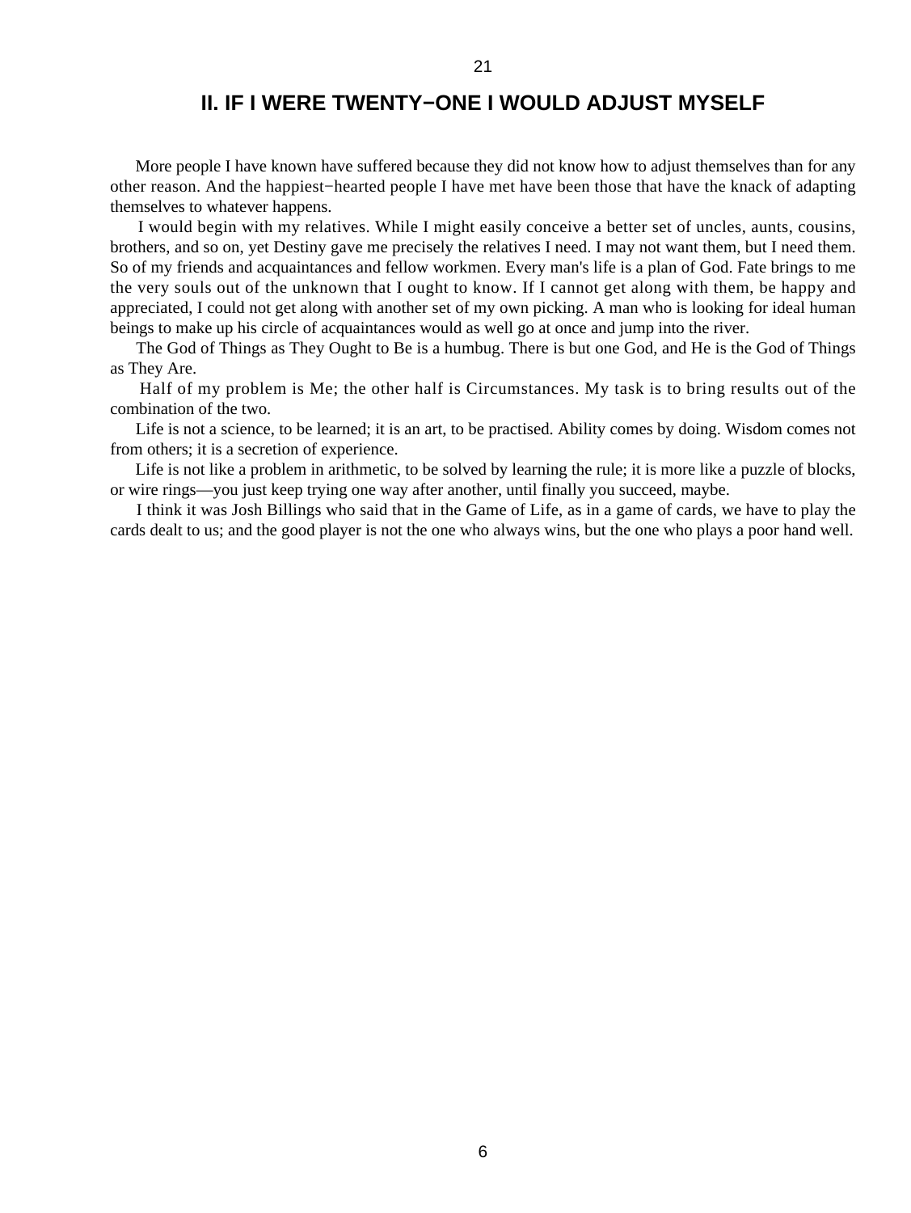## II. IF I WERE TWENTY−ONE I WOULD ADJUST MYSELF

More people I have known have suffered because they did not know how to adjust themselves than for any other reason. And the happiest−hearted people I have met have been those that have the knack of adapting themselves to whatever happens.

I would begin with my relatives. While I might easily conceive a better set of uncles, aunts, cousins, brothers, and so on, yet Destiny gave me precisely the relatives I need. I may not want them, but I need them. So of my friends and acquaintances and fellow workmen. Every man's life is a plan of God. Fate brings to me the very souls out of the unknown that I ought to know. If I cannot get along with them, be happy and appreciated, I could not get along with another set of my own picking. A man who is looking for ideal human beings to make up his circle of acquaintances would as well go at once and jump into the river.

The God of Things as They Ought to Be is a humbug. There is but one God, and He is the God of Things as They Are.

Half of my problem is Me; the other half is Circumstances. My task is to bring results out of the combination of the two.

Life is not a science, to be learned; it is an art, to be practised. Ability comes by doing. Wisdom comes not from others; it is a secretion of experience.

Life is not like a problem in arithmetic, to be solved by learning the rule; it is more like a puzzle of blocks, or wire rings—you just keep trying one way after another, until finally you succeed, maybe.

I think it was Josh Billings who said that in the Game of Life, as in a game of cards, we have to play the cards dealt to us; and the good player is not the one who always wins, but the one who plays a poor hand well.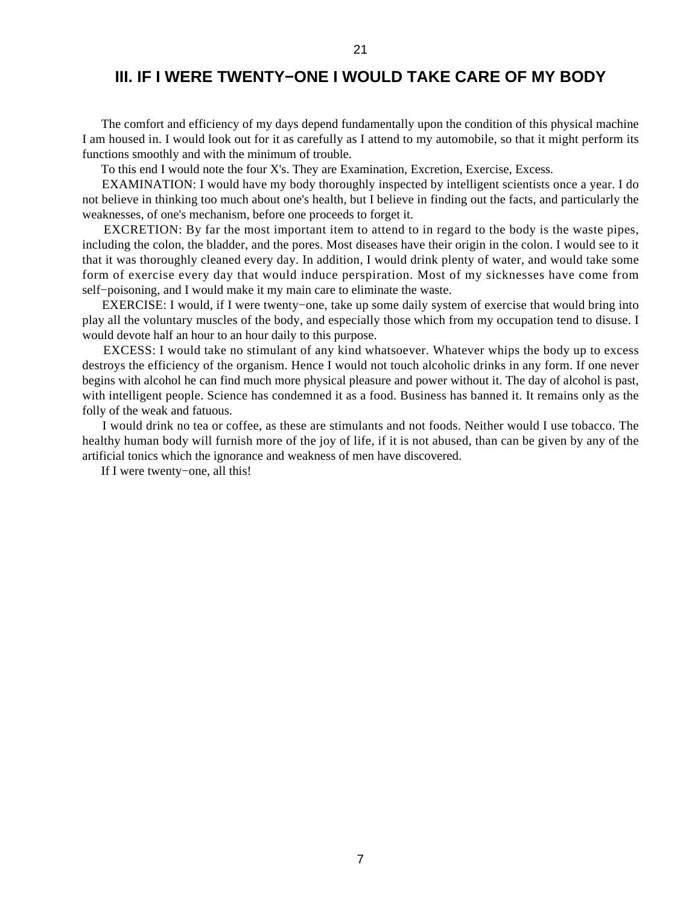## III. IF I WERE TWENTY−ONE I WOULD TAKE CARE OF MY BODY

The comfort and efficiency of my days depend fundamentally upon the condition of this physical machine I am housed in. I would look out for it as carefully as I attend to my automobile, so that it might perform its functions smoothly and with the minimum of trouble.

To this end I would note the four X's. They are Examination, Excretion, Exercise, Excess.

EXAMINATION: I would have my body thoroughly inspected by intelligent scientists once a year. I do not believe in thinking too much about one's health, but I believe in finding out the facts, and particularly the weaknesses, of one's mechanism, before one proceeds to forget it.

EXCRETION: By far the most important item to attend to in regard to the body is the waste pipes, including the colon, the bladder, and the pores. Most diseases have their origin in the colon. I would see to it that it was thoroughly cleaned every day. In addition, I would drink plenty of water, and would take some form of exercise every day that would induce perspiration. Most of my sicknesses have come from self−poisoning, and I would make it my main care to eliminate the waste.

EXERCISE: I would, if I were twenty−one, take up some daily system of exercise that would bring into play all the voluntary muscles of the body, and especially those which from my occupation tend to disuse. I would devote half an hour to an hour daily to this purpose.

EXCESS: I would take no stimulant of any kind whatsoever. Whatever whips the body up to excess destroys the efficiency of the organism. Hence I would not touch alcoholic drinks in any form. If one never begins with alcohol he can find much more physical pleasure and power without it. The day of alcohol is past, with intelligent people. Science has condemned it as a food. Business has banned it. It remains only as the folly of the weak and fatuous.

I would drink no tea or coffee, as these are stimulants and not foods. Neither would I use tobacco. The healthy human body will furnish more of the joy of life, if it is not abused, than can be given by any of the artificial tonics which the ignorance and weakness of men have discovered.

If I were twenty−one, all this!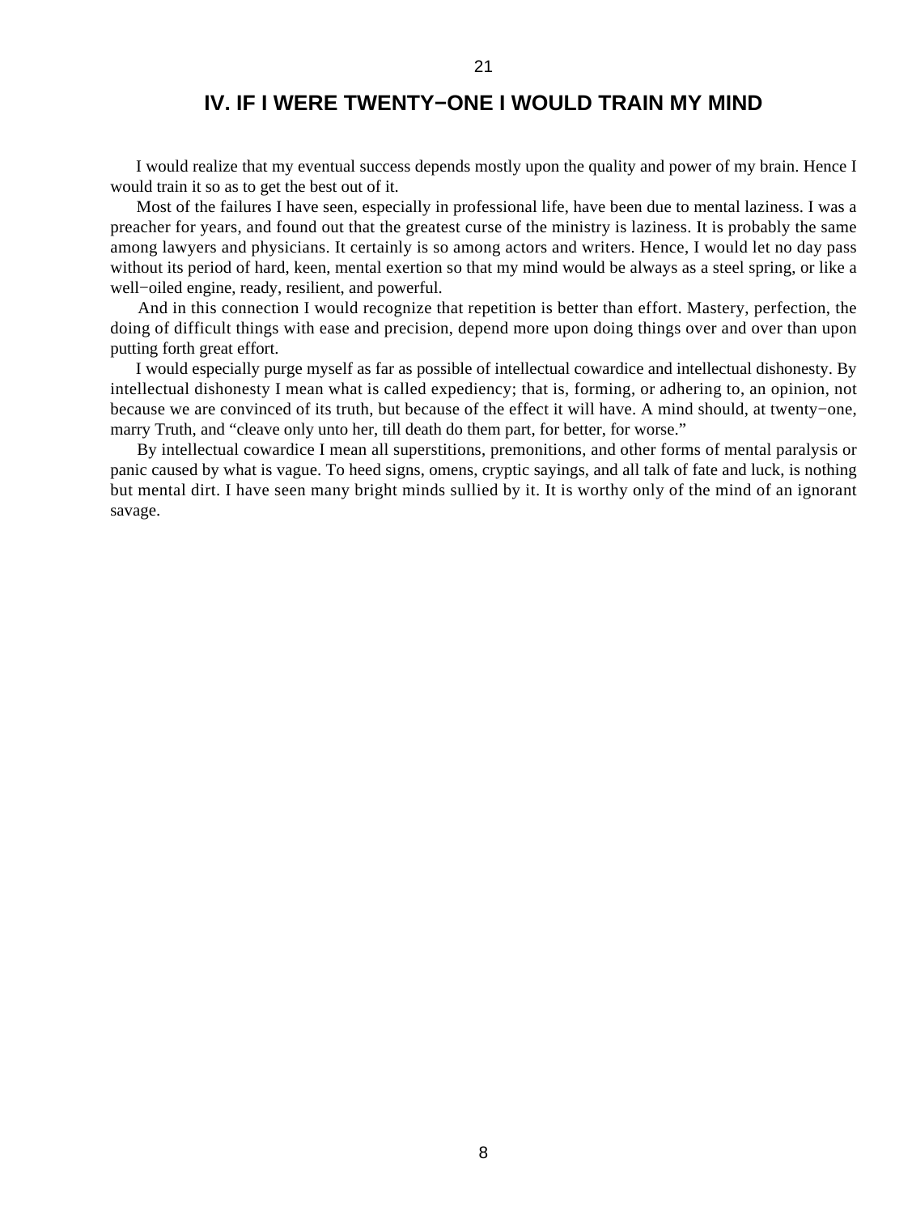## IV. IF I WERE TWENTY−ONE I WOULD TRAIN MY MIND

I would realize that my eventual success depends mostly upon the quality and power of my brain. Hence I would train it so as to get the best out of it.

Most of the failures I have seen, especially in professional life, have been due to mental laziness. I was a preacher for years, and found out that the greatest curse of the ministry is laziness. It is probably the same among lawyers and physicians. It certainly is so among actors and writers. Hence, I would let no day pass without its period of hard, keen, mental exertion so that my mind would be always as a steel spring, or like a well−oiled engine, ready, resilient, and powerful.

And in this connection I would recognize that repetition is better than effort. Mastery, perfection, the doing of difficult things with ease and precision, depend more upon doing things over and over than upon putting forth great effort.

I would especially purge myself as far as possible of intellectual cowardice and intellectual dishonesty. By intellectual dishonesty I mean what is called expediency; that is, forming, or adhering to, an opinion, not because we are convinced of its truth, but because of the effect it will have. A mind should, at twenty−one, marry Truth, and "cleave only unto her, till death do them part, for better, for worse."

By intellectual cowardice I mean all superstitions, premonitions, and other forms of mental paralysis or panic caused by what is vague. To heed signs, omens, cryptic sayings, and all talk of fate and luck, is nothing but mental dirt. I have seen many bright minds sullied by it. It is worthy only of the mind of an ignorant savage.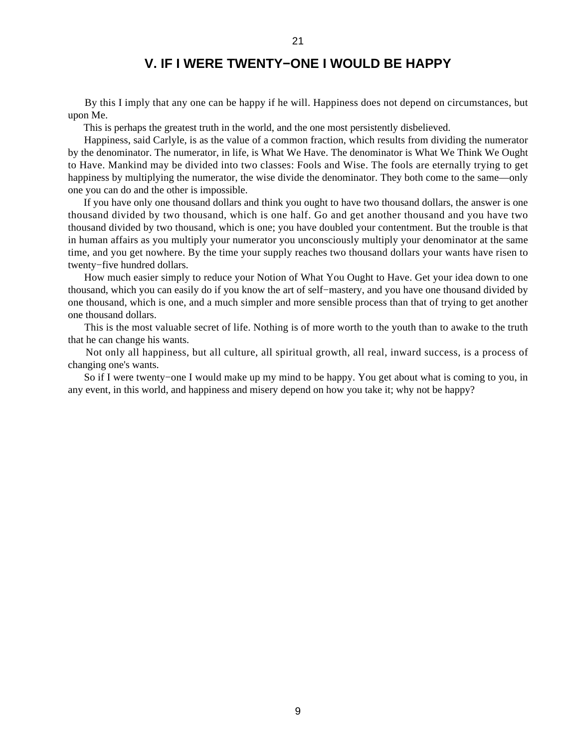## V. IF I WERE TWENTY−ONE I WOULD BE HAPPY

By this I imply that any one can be happy if he will. Happiness does not depend on circumstances, but upon Me.

This is perhaps the greatest truth in the world, and the one most persistently disbelieved.

Happiness, said Carlyle, is as the value of a common fraction, which results from dividing the numerator by the denominator. The numerator, in life, is What We Have. The denominator is What We Think We Ought to Have. Mankind may be divided into two classes: Fools and Wise. The fools are eternally trying to get happiness by multiplying the numerator, the wise divide the denominator. They both come to the same—only one you can do and the other is impossible.

If you have only one thousand dollars and think you ought to have two thousand dollars, the answer is one thousand divided by two thousand, which is one half. Go and get another thousand and you have two thousand divided by two thousand, which is one; you have doubled your contentment. But the trouble is that in human affairs as you multiply your numerator you unconsciously multiply your denominator at the same time, and you get nowhere. By the time your supply reaches two thousand dollars your wants have risen to twenty−five hundred dollars.

How much easier simply to reduce your Notion of What You Ought to Have. Get your idea down to one thousand, which you can easily do if you know the art of self−mastery, and you have one thousand divided by one thousand, which is one, and a much simpler and more sensible process than that of trying to get another one thousand dollars.

This is the most valuable secret of life. Nothing is of more worth to the youth than to awake to the truth that he can change his wants.

Not only all happiness, but all culture, all spiritual growth, all real, inward success, is a process of changing one's wants.

So if I were twenty−one I would make up my mind to be happy. You get about what is coming to you, in any event, in this world, and happiness and misery depend on how you take it; why not be happy?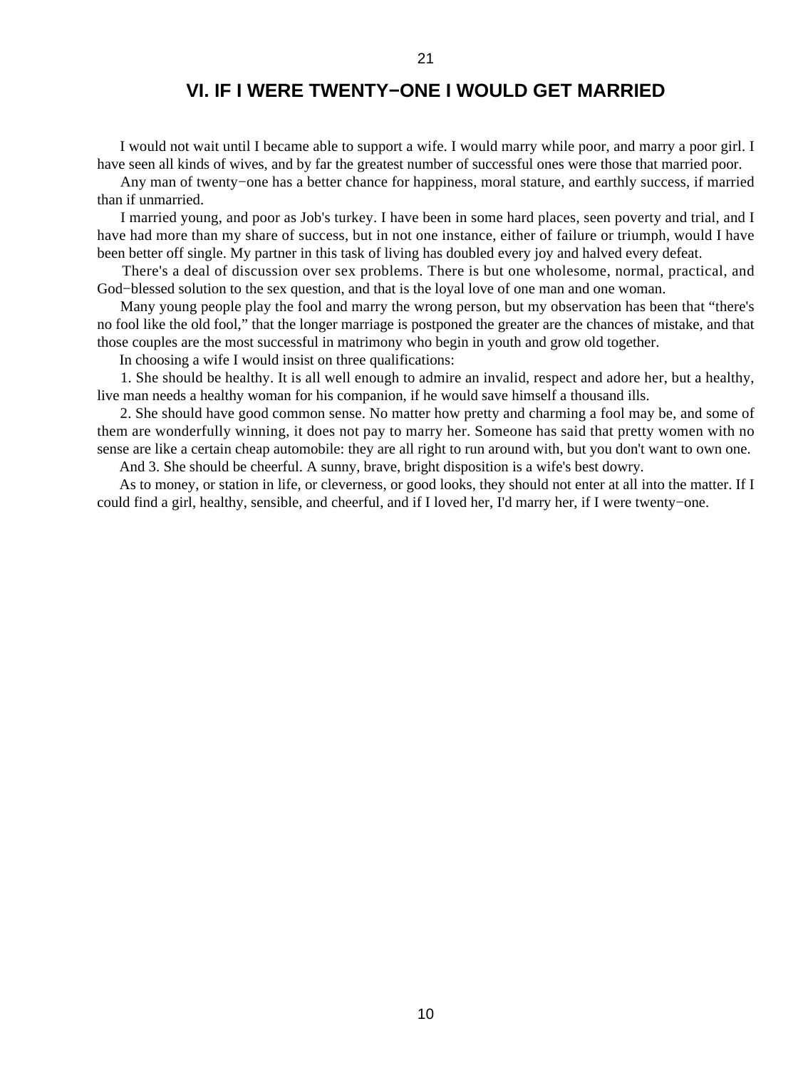## VI. IF I WERE TWENTY−ONE I WOULD GET MARRIED

I would not wait until I became able to support a wife. I would marry while poor, and marry a poor girl. I have seen all kinds of wives, and by far the greatest number of successful ones were those that married poor.

Any man of twenty−one has a better chance for happiness, moral stature, and earthly success, if married than if unmarried.

I married young, and poor as Job's turkey. I have been in some hard places, seen poverty and trial, and I have had more than my share of success, but in not one instance, either of failure or triumph, would I have been better off single. My partner in this task of living has doubled every joy and halved every defeat.

There's a deal of discussion over sex problems. There is but one wholesome, normal, practical, and God−blessed solution to the sex question, and that is the loyal love of one man and one woman.

Many young people play the fool and marry the wrong person, but my observation has been that "there's no fool like the old fool," that the longer marriage is postponed the greater are the chances of mistake, and that those couples are the most successful in matrimony who begin in youth and grow old together.

In choosing a wife I would insist on three qualifications:

1. She should be healthy. It is all well enough to admire an invalid, respect and adore her, but a healthy, live man needs a healthy woman for his companion, if he would save himself a thousand ills.

2. She should have good common sense. No matter how pretty and charming a fool may be, and some of them are wonderfully winning, it does not pay to marry her. Someone has said that pretty women with no sense are like a certain cheap automobile: they are all right to run around with, but you don't want to own one.

And 3. She should be cheerful. A sunny, brave, bright disposition is a wife's best dowry.

As to money, or station in life, or cleverness, or good looks, they should not enter at all into the matter. If I could find a girl, healthy, sensible, and cheerful, and if I loved her, I'd marry her, if I were twenty−one.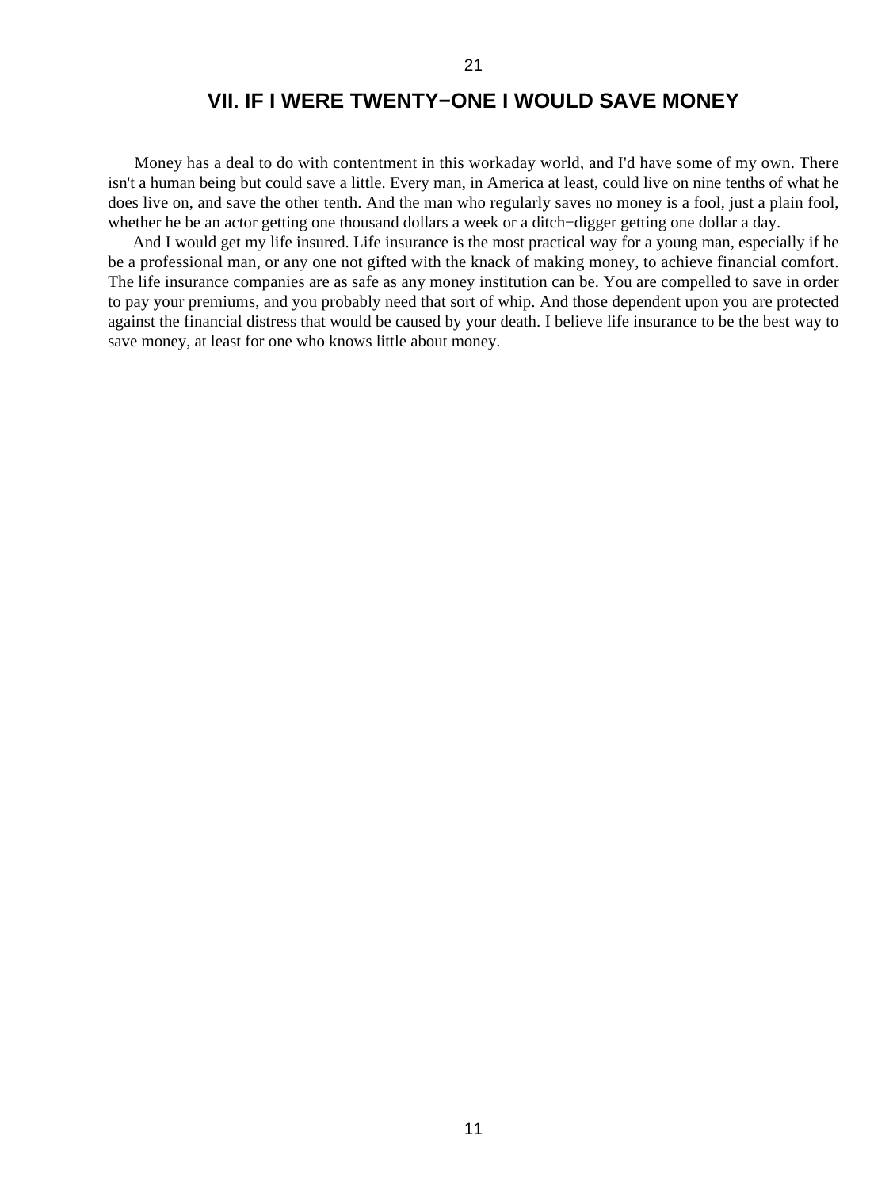## VII. IF I WERE TWENTY−ONE I WOULD SAVE MONEY

Money has a deal to do with contentment in this workaday world, and I'd have some of my own. There isn't a human being but could save a little. Every man, in America at least, could live on nine tenths of what he does live on, and save the other tenth. And the man who regularly saves no money is a fool, just a plain fool, whether he be an actor getting one thousand dollars a week or a ditch−digger getting one dollar a day.

And I would get my life insured. Life insurance is the most practical way for a young man, especially if he be a professional man, or any one not gifted with the knack of making money, to achieve financial comfort. The life insurance companies are as safe as any money institution can be. You are compelled to save in order to pay your premiums, and you probably need that sort of whip. And those dependent upon you are protected against the financial distress that would be caused by your death. I believe life insurance to be the best way to save money, at least for one who knows little about money.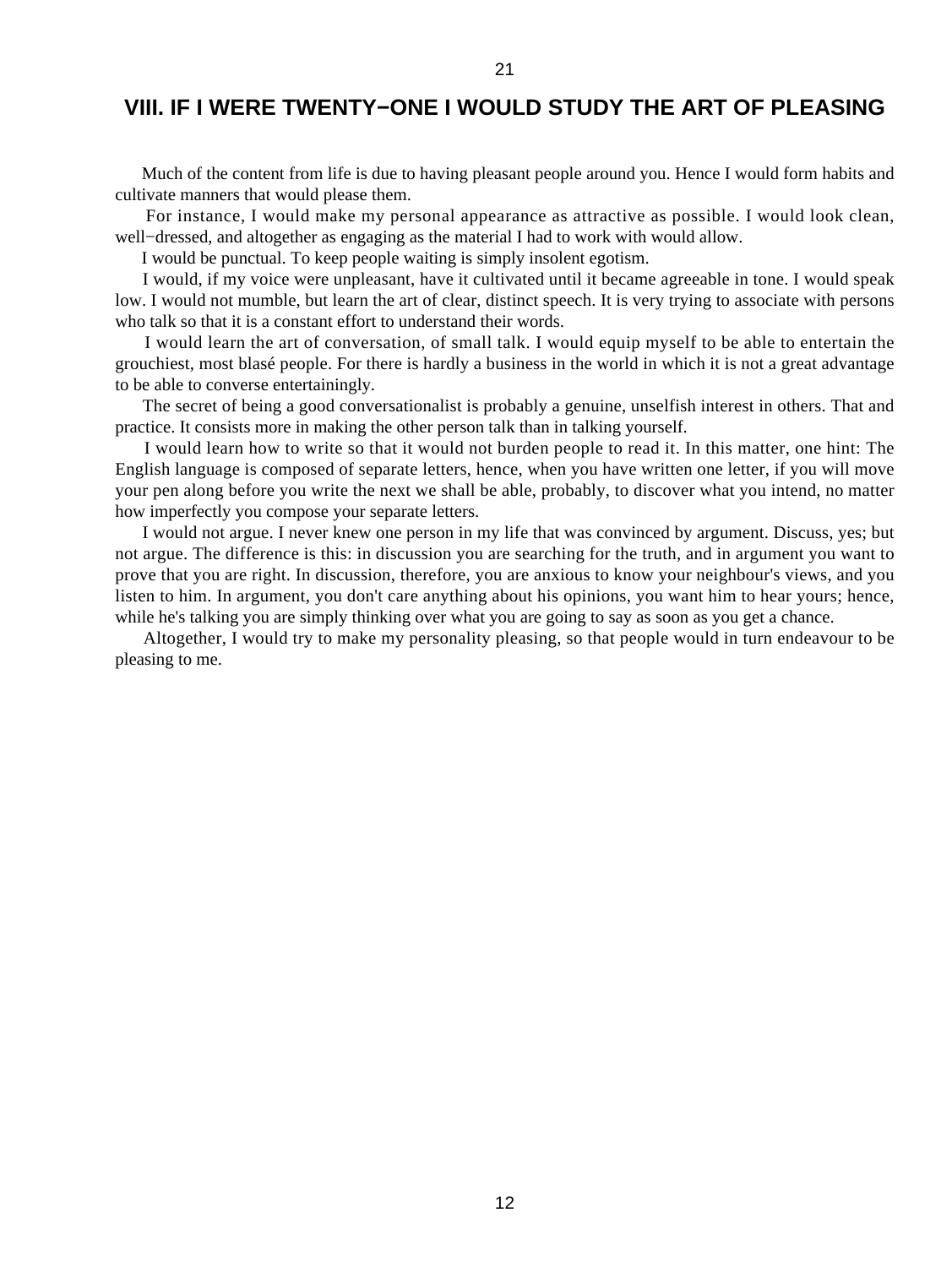## VIII. IF I WERE TWENTY−ONE I WOULD STUDY THE ART OF PLEASING

Much of the content from life is due to having pleasant people around you. Hence I would form habits and cultivate manners that would please them.

For instance, I would make my personal appearance as attractive as possible. I would look clean, well−dressed, and altogether as engaging as the material I had to work with would allow.

I would be punctual. To keep people waiting is simply insolent egotism.

I would, if my voice were unpleasant, have it cultivated until it became agreeable in tone. I would speak low. I would not mumble, but learn the art of clear, distinct speech. It is very trying to associate with persons who talk so that it is a constant effort to understand their words.

I would learn the art of conversation, of small talk. I would equip myself to be able to entertain the grouchiest, most blasé people. For there is hardly a business in the world in which it is not a great advantage to be able to converse entertainingly.

The secret of being a good conversationalist is probably a genuine, unselfish interest in others. That and practice. It consists more in making the other person talk than in talking yourself.

I would learn how to write so that it would not burden people to read it. In this matter, one hint: The English language is composed of separate letters, hence, when you have written one letter, if you will move your pen along before you write the next we shall be able, probably, to discover what you intend, no matter how imperfectly you compose your separate letters.

I would not argue. I never knew one person in my life that was convinced by argument. Discuss, yes; but not argue. The difference is this: in discussion you are searching for the truth, and in argument you want to prove that you are right. In discussion, therefore, you are anxious to know your neighbour's views, and you listen to him. In argument, you don't care anything about his opinions, you want him to hear yours; hence, while he's talking you are simply thinking over what you are going to say as soon as you get a chance.

Altogether, I would try to make my personality pleasing, so that people would in turn endeavour to be pleasing to me.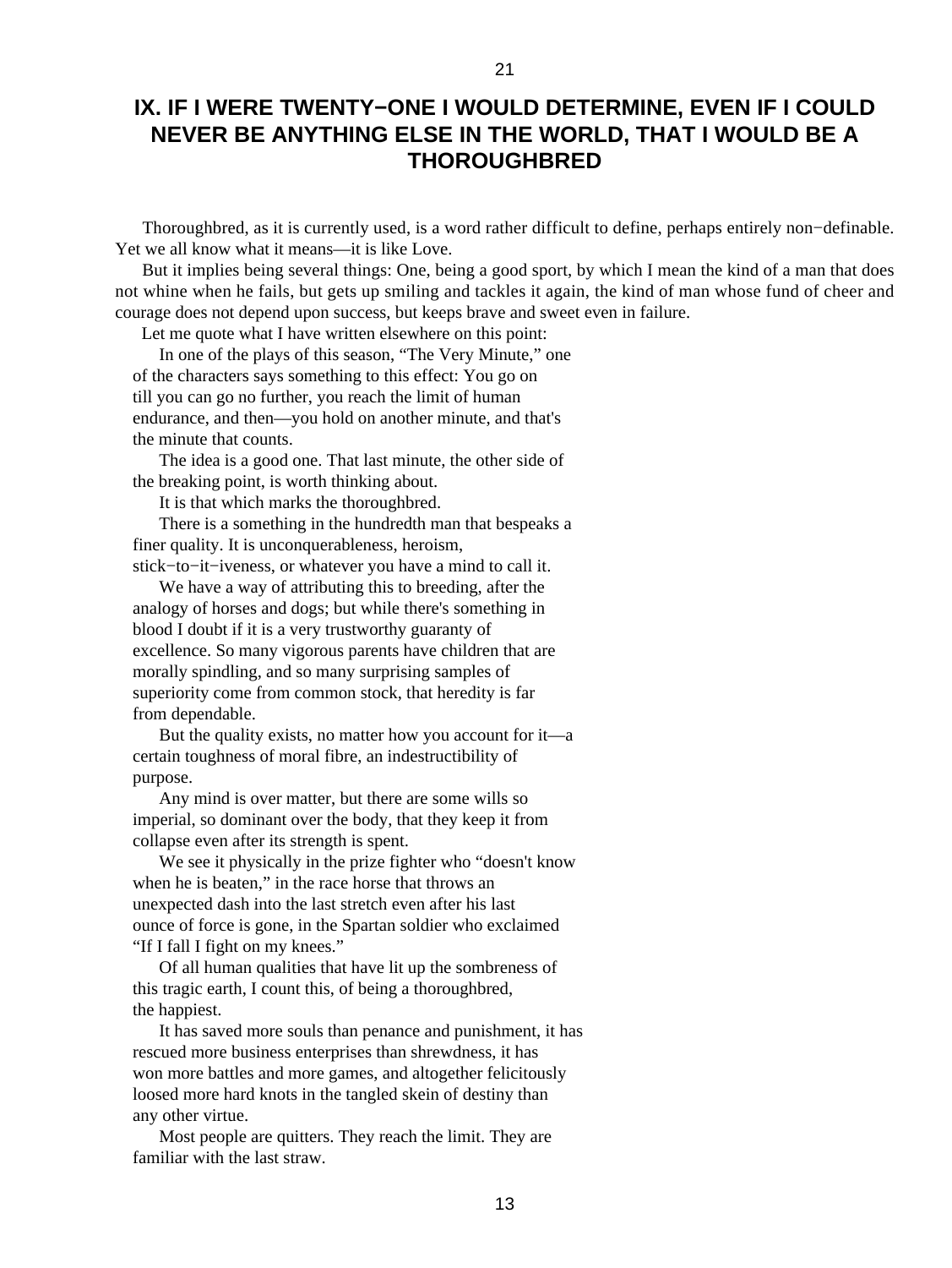## IX. IF I WERE TWENTY−ONE I WOULD DETERMINE, EVEN IF I COULD NEVER BE ANYTHING ELSE IN THE WORLD, THAT I WOULD BE A THOROUGHBRED

Thoroughbred, as it is currently used, is a word rather difficult to define, perhaps entirely non−definable. Yet we all know what it means—it is like Love.

But it implies being several things: One, being a good sport, by which I mean the kind of a man that does not whine when he fails, but gets up smiling and tackles it again, the kind of man whose fund of cheer and courage does not depend upon success, but keeps brave and sweet even in failure.

Let me quote what I have written elsewhere on this point:

> In one of the plays of this season, "The Very Minute," one of the characters says something to this effect: You go on till you can go no further, you reach the limit of human endurance, and then—you hold on another minute, and that's the minute that counts.
>
> The idea is a good one. That last minute, the other side of the breaking point, is worth thinking about.
>
> It is that which marks the thoroughbred.
>
> There is a something in the hundredth man that bespeaks a finer quality. It is unconquerableness, heroism, stick−to−it−iveness, or whatever you have a mind to call it.
>
> We have a way of attributing this to breeding, after the analogy of horses and dogs; but while there's something in blood I doubt if it is a very trustworthy guaranty of excellence. So many vigorous parents have children that are morally spindling, and so many surprising samples of superiority come from common stock, that heredity is far from dependable.
>
> But the quality exists, no matter how you account for it—a certain toughness of moral fibre, an indestructibility of purpose.
>
> Any mind is over matter, but there are some wills so imperial, so dominant over the body, that they keep it from collapse even after its strength is spent.
>
> We see it physically in the prize fighter who "doesn't know when he is beaten," in the race horse that throws an unexpected dash into the last stretch even after his last ounce of force is gone, in the Spartan soldier who exclaimed "If I fall I fight on my knees."
>
> Of all human qualities that have lit up the sombreness of this tragic earth, I count this, of being a thoroughbred, the happiest.
>
> It has saved more souls than penance and punishment, it has rescued more business enterprises than shrewdness, it has won more battles and more games, and altogether felicitously loosed more hard knots in the tangled skein of destiny than any other virtue.
>
> Most people are quitters. They reach the limit. They are familiar with the last straw.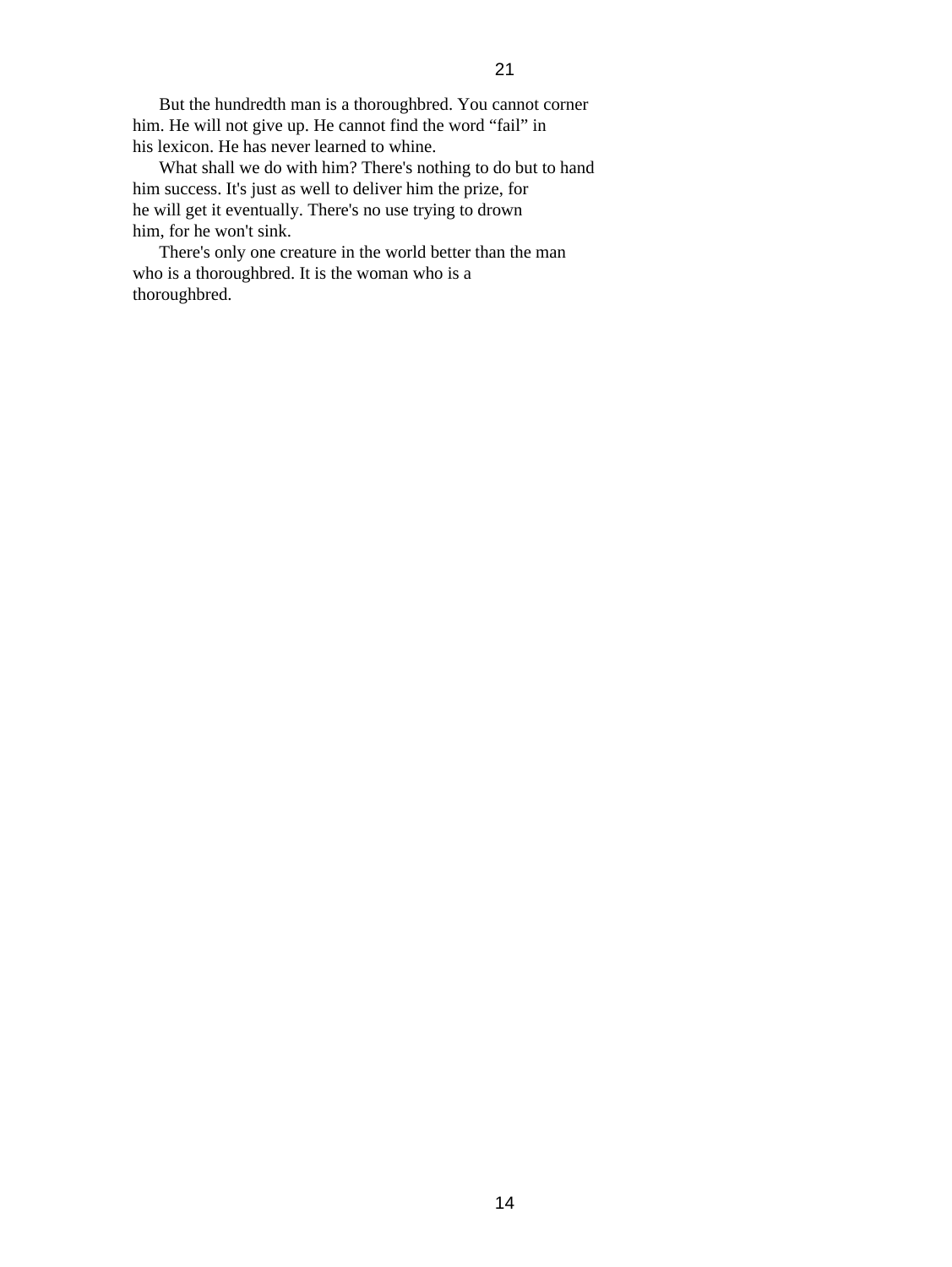But the hundredth man is a thoroughbred. You cannot corner him. He will not give up. He cannot find the word “fail” in his lexicon. He has never learned to whine.

What shall we do with him? There's nothing to do but to hand him success. It's just as well to deliver him the prize, for he will get it eventually. There's no use trying to drown him, for he won't sink.

There's only one creature in the world better than the man who is a thoroughbred. It is the woman who is a thoroughbred.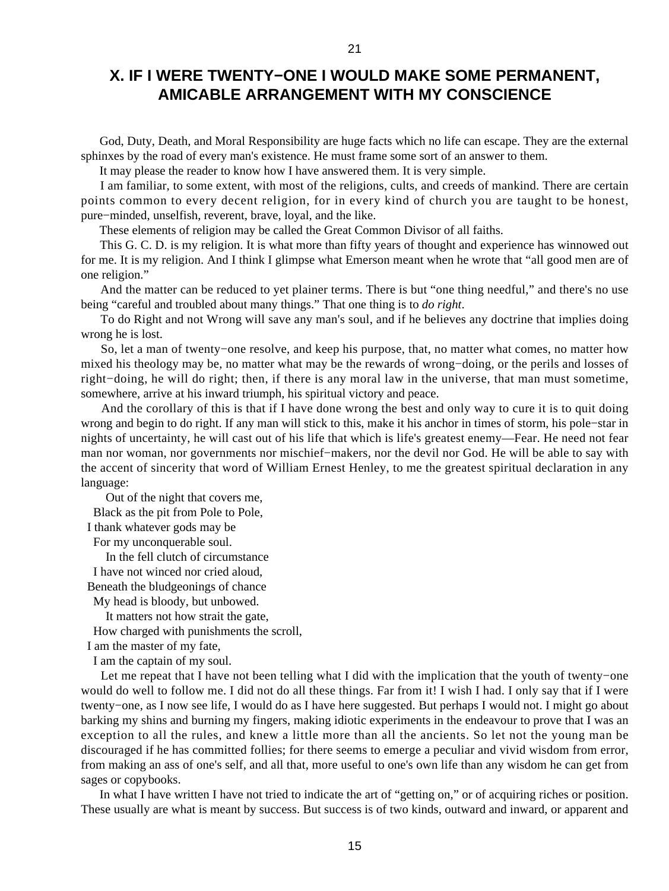## X. IF I WERE TWENTY−ONE I WOULD MAKE SOME PERMANENT, AMICABLE ARRANGEMENT WITH MY CONSCIENCE

God, Duty, Death, and Moral Responsibility are huge facts which no life can escape. They are the external sphinxes by the road of every man's existence. He must frame some sort of an answer to them.

It may please the reader to know how I have answered them. It is very simple.

I am familiar, to some extent, with most of the religions, cults, and creeds of mankind. There are certain points common to every decent religion, for in every kind of church you are taught to be honest, pure−minded, unselfish, reverent, brave, loyal, and the like.

These elements of religion may be called the Great Common Divisor of all faiths.

This G. C. D. is my religion. It is what more than fifty years of thought and experience has winnowed out for me. It is my religion. And I think I glimpse what Emerson meant when he wrote that "all good men are of one religion."

And the matter can be reduced to yet plainer terms. There is but "one thing needful," and there's no use being "careful and troubled about many things." That one thing is to *do right*.

To do Right and not Wrong will save any man's soul, and if he believes any doctrine that implies doing wrong he is lost.

So, let a man of twenty−one resolve, and keep his purpose, that, no matter what comes, no matter how mixed his theology may be, no matter what may be the rewards of wrong−doing, or the perils and losses of right−doing, he will do right; then, if there is any moral law in the universe, that man must sometime, somewhere, arrive at his inward triumph, his spiritual victory and peace.

And the corollary of this is that if I have done wrong the best and only way to cure it is to quit doing wrong and begin to do right. If any man will stick to this, make it his anchor in times of storm, his pole−star in nights of uncertainty, he will cast out of his life that which is life's greatest enemy—Fear. He need not fear man nor woman, nor governments nor mischief−makers, nor the devil nor God. He will be able to say with the accent of sincerity that word of William Ernest Henley, to me the greatest spiritual declaration in any language:

Out of the night that covers me,  
Black as the pit from Pole to Pole,  
I thank whatever gods may be  
For my unconquerable soul.  
In the fell clutch of circumstance  
I have not winced nor cried aloud,  
Beneath the bludgeonings of chance  
My head is bloody, but unbowed.  
It matters not how strait the gate,  
How charged with punishments the scroll,  
I am the master of my fate,  
I am the captain of my soul.

Let me repeat that I have not been telling what I did with the implication that the youth of twenty−one would do well to follow me. I did not do all these things. Far from it! I wish I had. I only say that if I were twenty−one, as I now see life, I would do as I have here suggested. But perhaps I would not. I might go about barking my shins and burning my fingers, making idiotic experiments in the endeavour to prove that I was an exception to all the rules, and knew a little more than all the ancients. So let not the young man be discouraged if he has committed follies; for there seems to emerge a peculiar and vivid wisdom from error, from making an ass of one's self, and all that, more useful to one's own life than any wisdom he can get from sages or copybooks.

In what I have written I have not tried to indicate the art of "getting on," or of acquiring riches or position. These usually are what is meant by success. But success is of two kinds, outward and inward, or apparent and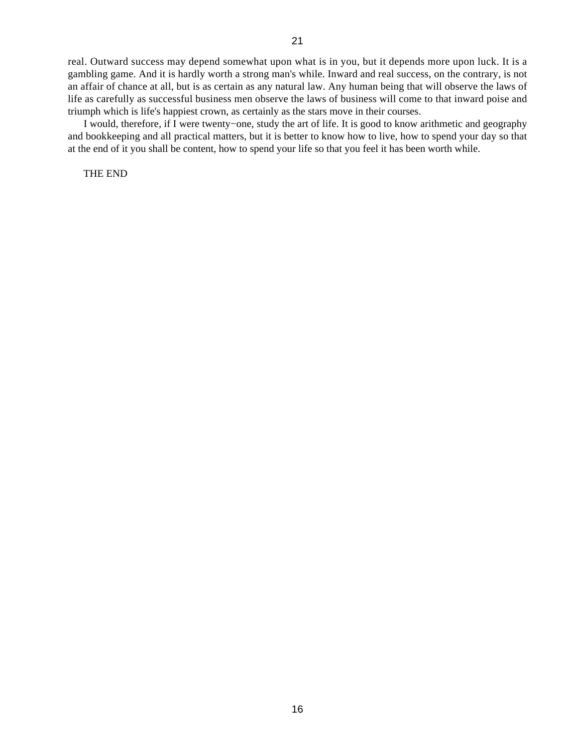real. Outward success may depend somewhat upon what is in you, but it depends more upon luck. It is a gambling game. And it is hardly worth a strong man's while. Inward and real success, on the contrary, is not an affair of chance at all, but is as certain as any natural law. Any human being that will observe the laws of life as carefully as successful business men observe the laws of business will come to that inward poise and triumph which is life's happiest crown, as certainly as the stars move in their courses.

I would, therefore, if I were twenty−one, study the art of life. It is good to know arithmetic and geography and bookkeeping and all practical matters, but it is better to know how to live, how to spend your day so that at the end of it you shall be content, how to spend your life so that you feel it has been worth while.

THE END